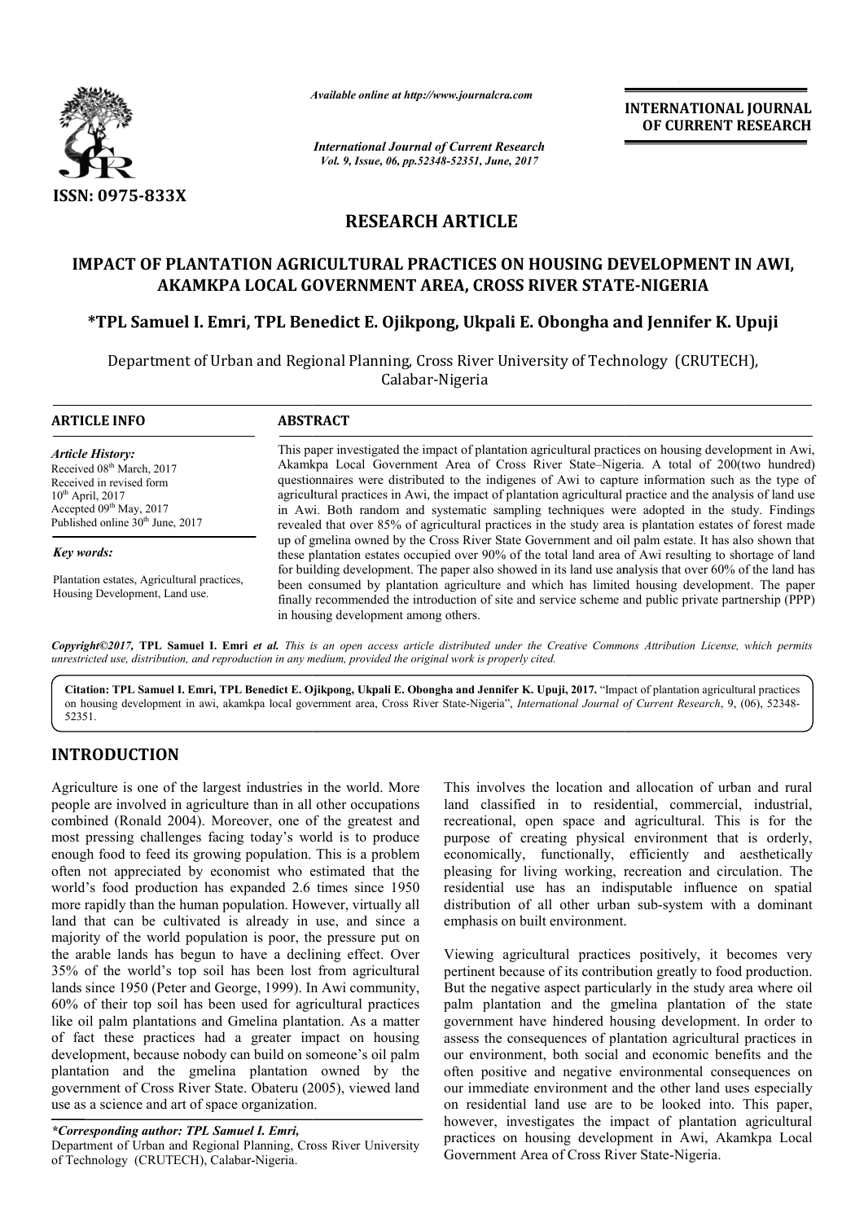*Available online at http://www.journalcra.com*

*International Journal of Current Research*
*Vol. 9, Issue, 06, pp.52348-52351, June, 2017*

**INTERNATIONAL JOURNAL OF CURRENT RESEARCH**

**ISSN: 0975-833X**

## RESEARCH ARTICLE

# IMPACT OF PLANTATION AGRICULTURAL PRACTICES ON HOUSING DEVELOPMENT IN AWI, AKAMKPA LOCAL GOVERNMENT AREA, CROSS RIVER STATE-NIGERIA

**\*TPL Samuel I. Emri, TPL Benedict E. Ojikpong, Ukpali E. Obongha and Jennifer K. Upuji**

Department of Urban and Regional Planning, Cross River University of Technology (CRUTECH), Calabar-Nigeria

**ARTICLE INFO**

*Article History:*
Received 08th March, 2017
Received in revised form 10th April, 2017
Accepted 09th May, 2017
Published online 30th June, 2017

*Key words:*
Plantation estates, Agricultural practices, Housing Development, Land use.

**ABSTRACT**

This paper investigated the impact of plantation agricultural practices on housing development in Awi, Akamkpa Local Government Area of Cross River State–Nigeria. A total of 200(two hundred) questionnaires were distributed to the indigenes of Awi to capture information such as the type of agricultural practices in Awi, the impact of plantation agricultural practice and the analysis of land use in Awi. Both random and systematic sampling techniques were adopted in the study. Findings revealed that over 85% of agricultural practices in the study area is plantation estates of forest made up of gmelina owned by the Cross River State Government and oil palm estate. It has also shown that these plantation estates occupied over 90% of the total land area of Awi resulting to shortage of land for building development. The paper also showed in its land use analysis that over 60% of the land has been consumed by plantation agriculture and which has limited housing development. The paper finally recommended the introduction of site and service scheme and public private partnership (PPP) in housing development among others.

*Copyright©2017,* **TPL Samuel I. Emri** *et al. This is an open access article distributed under the Creative Commons Attribution License, which permits unrestricted use, distribution, and reproduction in any medium, provided the original work is properly cited.*

**Citation: TPL Samuel I. Emri, TPL Benedict E. Ojikpong, Ukpali E. Obongha and Jennifer K. Upuji, 2017.** "Impact of plantation agricultural practices on housing development in awi, akamkpa local government area, Cross River State-Nigeria", *International Journal of Current Research*, 9, (06), 52348-52351.

## INTRODUCTION

Agriculture is one of the largest industries in the world. More people are involved in agriculture than in all other occupations combined (Ronald 2004). Moreover, one of the greatest and most pressing challenges facing today's world is to produce enough food to feed its growing population. This is a problem often not appreciated by economist who estimated that the world's food production has expanded 2.6 times since 1950 more rapidly than the human population. However, virtually all land that can be cultivated is already in use, and since a majority of the world population is poor, the pressure put on the arable lands has begun to have a declining effect. Over 35% of the world's top soil has been lost from agricultural lands since 1950 (Peter and George, 1999). In Awi community, 60% of their top soil has been used for agricultural practices like oil palm plantations and Gmelina plantation. As a matter of fact these practices had a greater impact on housing development, because nobody can build on someone's oil palm plantation and the gmelina plantation owned by the government of Cross River State. Obateru (2005), viewed land use as a science and art of space organization.

This involves the location and allocation of urban and rural land classified in to residential, commercial, industrial, recreational, open space and agricultural. This is for the purpose of creating physical environment that is orderly, economically, functionally, efficiently and aesthetically pleasing for living working, recreation and circulation. The residential use has an indisputable influence on spatial distribution of all other urban sub-system with a dominant emphasis on built environment.

Viewing agricultural practices positively, it becomes very pertinent because of its contribution greatly to food production. But the negative aspect particularly in the study area where oil palm plantation and the gmelina plantation of the state government have hindered housing development. In order to assess the consequences of plantation agricultural practices in our environment, both social and economic benefits and the often positive and negative environmental consequences on our immediate environment and the other land uses especially on residential land use are to be looked into. This paper, however, investigates the impact of plantation agricultural practices on housing development in Awi, Akamkpa Local Government Area of Cross River State-Nigeria.

*\*Corresponding author: TPL Samuel I. Emri,*
Department of Urban and Regional Planning, Cross River University of Technology (CRUTECH), Calabar-Nigeria.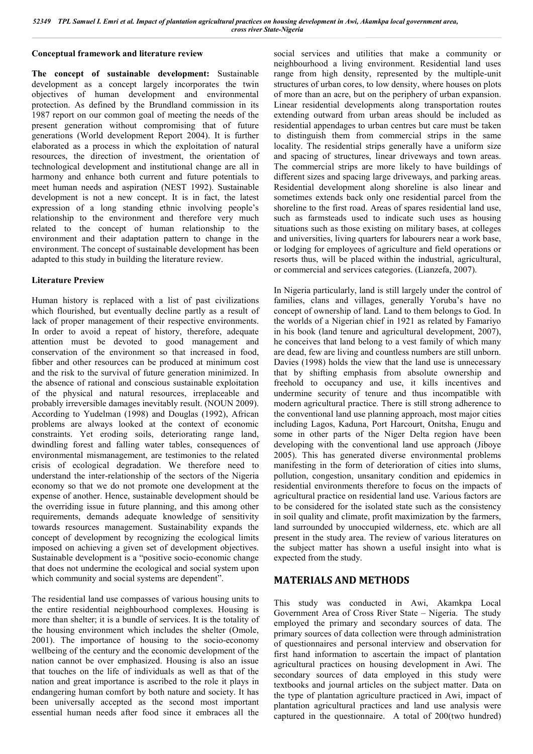### Conceptual framework and literature review

**The concept of sustainable development:** Sustainable development as a concept largely incorporates the twin objectives of human development and environmental protection. As defined by the Brundland commission in its 1987 report on our common goal of meeting the needs of the present generation without compromising that of future generations (World development Report 2004). It is further elaborated as a process in which the exploitation of natural resources, the direction of investment, the orientation of technological development and institutional change are all in harmony and enhance both current and future potentials to meet human needs and aspiration (NEST 1992). Sustainable development is not a new concept. It is in fact, the latest expression of a long standing ethnic involving people's relationship to the environment and therefore very much related to the concept of human relationship to the environment and their adaptation pattern to change in the environment. The concept of sustainable development has been adapted to this study in building the literature review.

### Literature Preview

Human history is replaced with a list of past civilizations which flourished, but eventually decline partly as a result of lack of proper management of their respective environments. In order to avoid a repeat of history, therefore, adequate attention must be devoted to good management and conservation of the environment so that increased in food, fibber and other resources can be produced at minimum cost and the risk to the survival of future generation minimized. In the absence of rational and conscious sustainable exploitation of the physical and natural resources, irreplaceable and probably irreversible damages inevitably result. (NOUN 2009). According to Yudelman (1998) and Douglas (1992), African problems are always looked at the context of economic constraints. Yet eroding soils, deteriorating range land, dwindling forest and falling water tables, consequences of environmental mismanagement, are testimonies to the related crisis of ecological degradation. We therefore need to understand the inter-relationship of the sectors of the Nigeria economy so that we do not promote one development at the expense of another. Hence, sustainable development should be the overriding issue in future planning, and this among other requirements, demands adequate knowledge of sensitivity towards resources management. Sustainability expands the concept of development by recognizing the ecological limits imposed on achieving a given set of development objectives. Sustainable development is a "positive socio-economic change that does not undermine the ecological and social system upon which community and social systems are dependent".

The residential land use compasses of various housing units to the entire residential neighbourhood complexes. Housing is more than shelter; it is a bundle of services. It is the totality of the housing environment which includes the shelter (Omole, 2001). The importance of housing to the socio-economy wellbeing of the century and the economic development of the nation cannot be over emphasized. Housing is also an issue that touches on the life of individuals as well as that of the nation and great importance is ascribed to the role it plays in endangering human comfort by both nature and society. It has been universally accepted as the second most important essential human needs after food since it embraces all the social services and utilities that make a community or neighbourhood a living environment. Residential land uses range from high density, represented by the multiple-unit structures of urban cores, to low density, where houses on plots of more than an acre, but on the periphery of urban expansion. Linear residential developments along transportation routes extending outward from urban areas should be included as residential appendages to urban centres but care must be taken to distinguish them from commercial strips in the same locality. The residential strips generally have a uniform size and spacing of structures, linear driveways and town areas. The commercial strips are more likely to have buildings of different sizes and spacing large driveways, and parking areas. Residential development along shoreline is also linear and sometimes extends back only one residential parcel from the shoreline to the first road. Areas of spares residential land use, such as farmsteads used to indicate such uses as housing situations such as those existing on military bases, at colleges and universities, living quarters for labourers near a work base, or lodging for employees of agriculture and field operations or resorts thus, will be placed within the industrial, agricultural, or commercial and services categories. (Lianzefa, 2007).

In Nigeria particularly, land is still largely under the control of families, clans and villages, generally Yoruba's have no concept of ownership of land. Land to them belongs to God. In the worlds of a Nigerian chief in 1921 as related by Famariyo in his book (land tenure and agricultural development, 2007), he conceives that land belong to a vest family of which many are dead, few are living and countless numbers are still unborn. Davies (1998) holds the view that the land use is unnecessary that by shifting emphasis from absolute ownership and freehold to occupancy and use, it kills incentives and undermine security of tenure and thus incompatible with modern agricultural practice. There is still strong adherence to the conventional land use planning approach, most major cities including Lagos, Kaduna, Port Harcourt, Onitsha, Enugu and some in other parts of the Niger Delta region have been developing with the conventional land use approach (Jiboye 2005). This has generated diverse environmental problems manifesting in the form of deterioration of cities into slums, pollution, congestion, unsanitary condition and epidemics in residential environments therefore to focus on the impacts of agricultural practice on residential land use. Various factors are to be considered for the isolated state such as the consistency in soil quality and climate, profit maximization by the farmers, land surrounded by unoccupied wilderness, etc. which are all present in the study area. The review of various literatures on the subject matter has shown a useful insight into what is expected from the study.

## MATERIALS AND METHODS

This study was conducted in Awi, Akamkpa Local Government Area of Cross River State – Nigeria. The study employed the primary and secondary sources of data. The primary sources of data collection were through administration of questionnaires and personal interview and observation for first hand information to ascertain the impact of plantation agricultural practices on housing development in Awi. The secondary sources of data employed in this study were textbooks and journal articles on the subject matter. Data on the type of plantation agriculture practiced in Awi, impact of plantation agricultural practices and land use analysis were captured in the questionnaire. A total of 200(two hundred)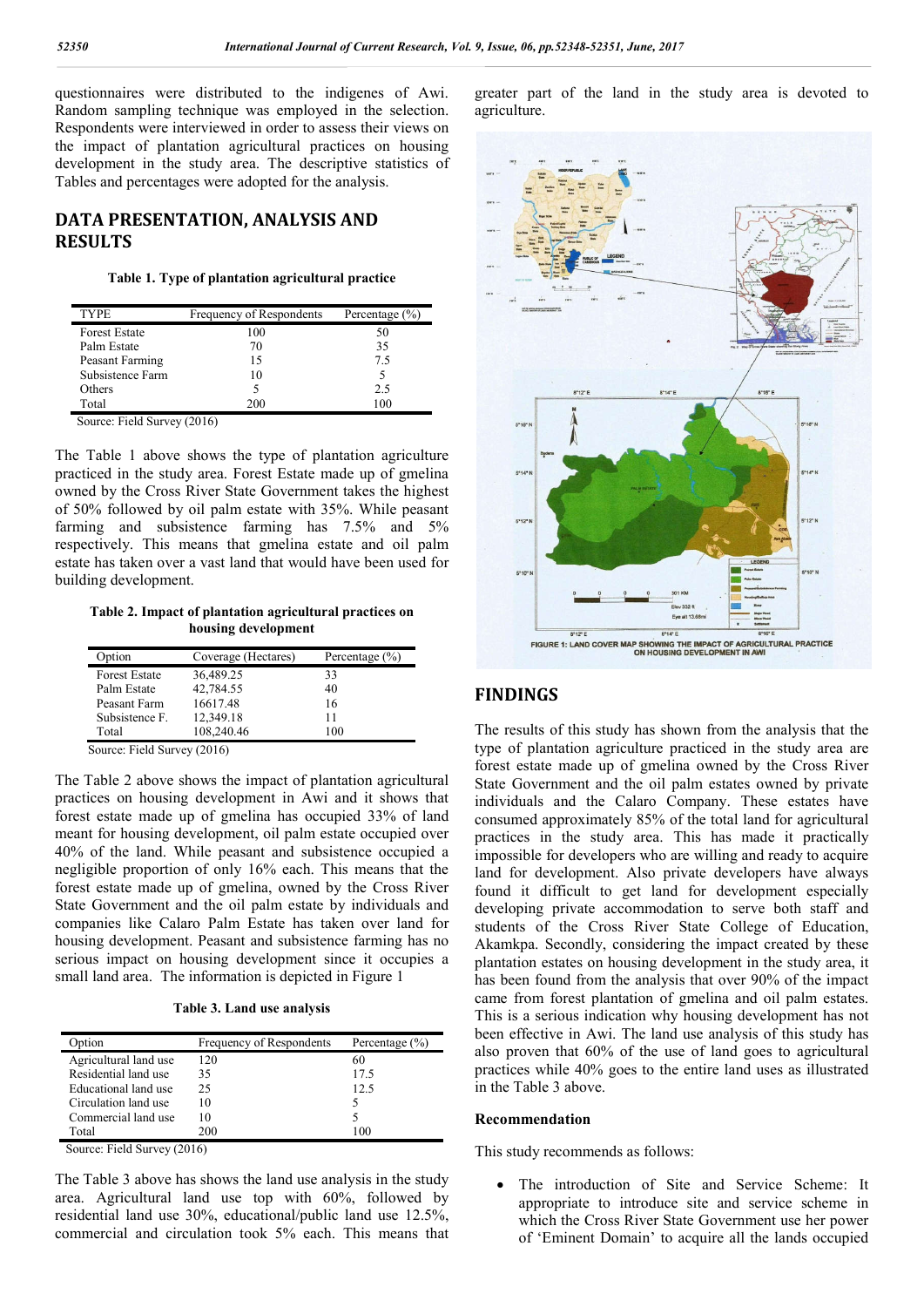questionnaires were distributed to the indigenes of Awi. Random sampling technique was employed in the selection. Respondents were interviewed in order to assess their views on the impact of plantation agricultural practices on housing development in the study area. The descriptive statistics of Tables and percentages were adopted for the analysis.

## DATA PRESENTATION, ANALYSIS AND RESULTS

**Table 1. Type of plantation agricultural practice**

| TYPE | Frequency of Respondents | Percentage (%) |
|---|---|---|
| Forest Estate | 100 | 50 |
| Palm Estate | 70 | 35 |
| Peasant Farming | 15 | 7.5 |
| Subsistence Farm | 10 | 5 |
| Others | 5 | 2.5 |
| Total | 200 | 100 |

Source: Field Survey (2016)

The Table 1 above shows the type of plantation agriculture practiced in the study area. Forest Estate made up of gmelina owned by the Cross River State Government takes the highest of 50% followed by oil palm estate with 35%. While peasant farming and subsistence farming has 7.5% and 5% respectively. This means that gmelina estate and oil palm estate has taken over a vast land that would have been used for building development.

**Table 2. Impact of plantation agricultural practices on housing development**

| Option | Coverage (Hectares) | Percentage (%) |
|---|---|---|
| Forest Estate | 36,489.25 | 33 |
| Palm Estate | 42,784.55 | 40 |
| Peasant Farm | 16617.48 | 16 |
| Subsistence F. | 12,349.18 | 11 |
| Total | 108,240.46 | 100 |

Source: Field Survey (2016)

The Table 2 above shows the impact of plantation agricultural practices on housing development in Awi and it shows that forest estate made up of gmelina has occupied 33% of land meant for housing development, oil palm estate occupied over 40% of the land. While peasant and subsistence occupied a negligible proportion of only 16% each. This means that the forest estate made up of gmelina, owned by the Cross River State Government and the oil palm estate by individuals and companies like Calaro Palm Estate has taken over land for housing development. Peasant and subsistence farming has no serious impact on housing development since it occupies a small land area. The information is depicted in Figure 1

**Table 3. Land use analysis**

| Option | Frequency of Respondents | Percentage (%) |
|---|---|---|
| Agricultural land use | 120 | 60 |
| Residential land use | 35 | 17.5 |
| Educational land use | 25 | 12.5 |
| Circulation land use | 10 | 5 |
| Commercial land use | 10 | 5 |
| Total | 200 | 100 |

Source: Field Survey (2016)

The Table 3 above has shows the land use analysis in the study area. Agricultural land use top with 60%, followed by residential land use 30%, educational/public land use 12.5%, commercial and circulation took 5% each. This means that greater part of the land in the study area is devoted to agriculture.

FIGURE 1: LAND COVER MAP SHOWING THE IMPACT OF AGRICULTURAL PRACTICE ON HOUSING DEVELOPMENT IN AWI

## FINDINGS

The results of this study has shown from the analysis that the type of plantation agriculture practiced in the study area are forest estate made up of gmelina owned by the Cross River State Government and the oil palm estates owned by private individuals and the Calaro Company. These estates have consumed approximately 85% of the total land for agricultural practices in the study area. This has made it practically impossible for developers who are willing and ready to acquire land for development. Also private developers have always found it difficult to get land for development especially developing private accommodation to serve both staff and students of the Cross River State College of Education, Akamkpa. Secondly, considering the impact created by these plantation estates on housing development in the study area, it has been found from the analysis that over 90% of the impact came from forest plantation of gmelina and oil palm estates. This is a serious indication why housing development has not been effective in Awi. The land use analysis of this study has also proven that 60% of the use of land goes to agricultural practices while 40% goes to the entire land uses as illustrated in the Table 3 above.

### Recommendation

This study recommends as follows:

- The introduction of Site and Service Scheme: It appropriate to introduce site and service scheme in which the Cross River State Government use her power of 'Eminent Domain' to acquire all the lands occupied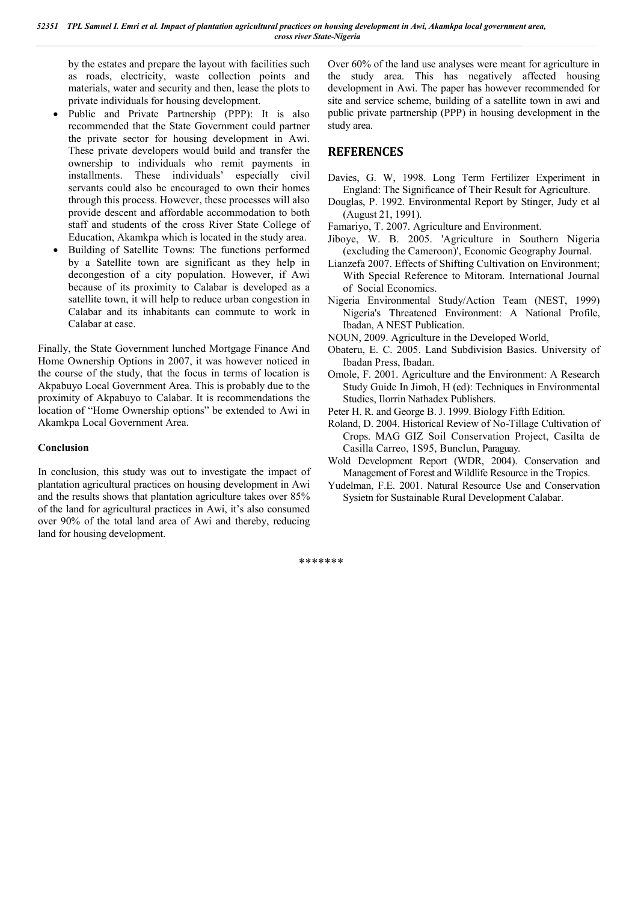by the estates and prepare the layout with facilities such as roads, electricity, waste collection points and materials, water and security and then, lease the plots to private individuals for housing development.

- Public and Private Partnership (PPP): It is also recommended that the State Government could partner the private sector for housing development in Awi. These private developers would build and transfer the ownership to individuals who remit payments in installments. These individuals' especially civil servants could also be encouraged to own their homes through this process. However, these processes will also provide descent and affordable accommodation to both staff and students of the cross River State College of Education, Akamkpa which is located in the study area.
- Building of Satellite Towns: The functions performed by a Satellite town are significant as they help in decongestion of a city population. However, if Awi because of its proximity to Calabar is developed as a satellite town, it will help to reduce urban congestion in Calabar and its inhabitants can commute to work in Calabar at ease.

Finally, the State Government lunched Mortgage Finance And Home Ownership Options in 2007, it was however noticed in the course of the study, that the focus in terms of location is Akpabuyo Local Government Area. This is probably due to the proximity of Akpabuyo to Calabar. It is recommendations the location of "Home Ownership options" be extended to Awi in Akamkpa Local Government Area.

### Conclusion

In conclusion, this study was out to investigate the impact of plantation agricultural practices on housing development in Awi and the results shows that plantation agriculture takes over 85% of the land for agricultural practices in Awi, it's also consumed over 90% of the total land area of Awi and thereby, reducing land for housing development.

Over 60% of the land use analyses were meant for agriculture in the study area. This has negatively affected housing development in Awi. The paper has however recommended for site and service scheme, building of a satellite town in awi and public private partnership (PPP) in housing development in the study area.

## REFERENCES

Davies, G. W, 1998. Long Term Fertilizer Experiment in England: The Significance of Their Result for Agriculture.

Douglas, P. 1992. Environmental Report by Stinger, Judy et al (August 21, 1991).

Famariyo, T. 2007. Agriculture and Environment.

Jiboye, W. B. 2005. 'Agriculture in Southern Nigeria (excluding the Cameroon)', Economic Geography Journal.

Lianzefa 2007. Effects of Shifting Cultivation on Environment; With Special Reference to Mitoram. International Journal of Social Economics.

Nigeria Environmental Study/Action Team (NEST, 1999) Nigeria's Threatened Environment: A National Profile, Ibadan, A NEST Publication.

NOUN, 2009. Agriculture in the Developed World,

Obateru, E. C. 2005. Land Subdivision Basics. University of Ibadan Press, Ibadan.

Omole, F. 2001. Agriculture and the Environment: A Research Study Guide In Jimoh, H (ed): Techniques in Environmental Studies, Ilorrin Nathadex Publishers.

Peter H. R. and George B. J. 1999. Biology Fifth Edition.

Roland, D. 2004. Historical Review of No-Tillage Cultivation of Crops. MAG GIZ Soil Conservation Project, Casilta de Casilla Carreo, 1S95, Bunclun, Paraguay.

Wold Development Report (WDR, 2004). Conservation and Management of Forest and Wildlife Resource in the Tropics.

Yudelman, F.E. 2001. Natural Resource Use and Conservation Sysietn for Sustainable Rural Development Calabar.

*******